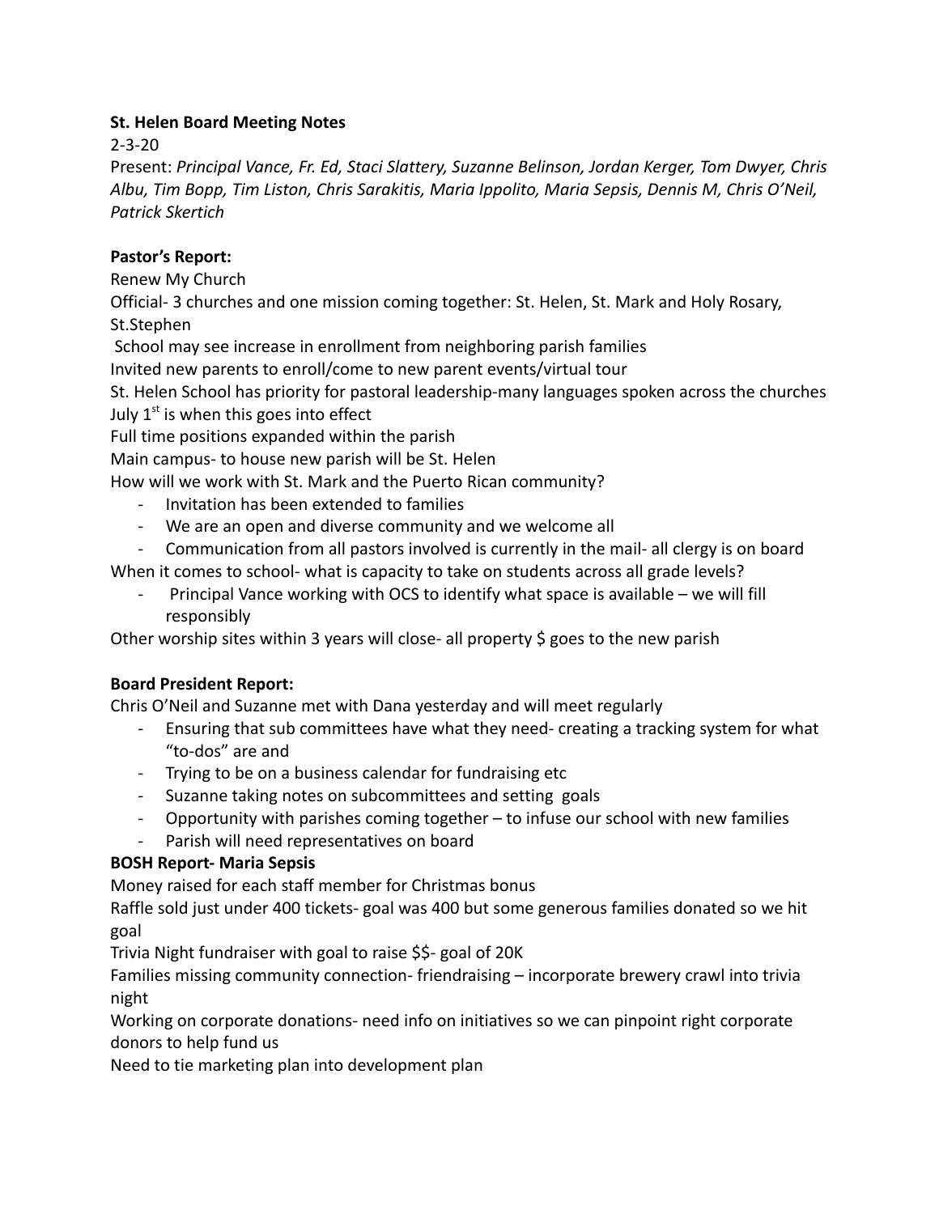**St. Helen Board Meeting Notes**

2-3-20

Present: *Principal Vance, Fr. Ed, Staci Slattery, Suzanne Belinson, Jordan Kerger, Tom Dwyer, Chris Albu, Tim Bopp, Tim Liston, Chris Sarakitis, Maria Ippolito, Maria Sepsis, Dennis M, Chris O'Neil, Patrick Skertich*

**Pastor's Report:**

Renew My Church

Official- 3 churches and one mission coming together: St. Helen, St. Mark and Holy Rosary, St.Stephen

School may see increase in enrollment from neighboring parish families

Invited new parents to enroll/come to new parent events/virtual tour

St. Helen School has priority for pastoral leadership-many languages spoken across the churches

July 1st is when this goes into effect

Full time positions expanded within the parish

Main campus- to house new parish will be St. Helen

How will we work with St. Mark and the Puerto Rican community?

- Invitation has been extended to families
- We are an open and diverse community and we welcome all
- Communication from all pastors involved is currently in the mail- all clergy is on board

When it comes to school- what is capacity to take on students across all grade levels?

- Principal Vance working with OCS to identify what space is available – we will fill responsibly

Other worship sites within 3 years will close- all property $ goes to the new parish

**Board President Report:**

Chris O'Neil and Suzanne met with Dana yesterday and will meet regularly

- Ensuring that sub committees have what they need- creating a tracking system for what "to-dos" are and
- Trying to be on a business calendar for fundraising etc
- Suzanne taking notes on subcommittees and setting goals
- Opportunity with parishes coming together – to infuse our school with new families
- Parish will need representatives on board

**BOSH Report- Maria Sepsis**

Money raised for each staff member for Christmas bonus

Raffle sold just under 400 tickets- goal was 400 but some generous families donated so we hit goal

Trivia Night fundraiser with goal to raise $$- goal of 20K

Families missing community connection- friendraising – incorporate brewery crawl into trivia night

Working on corporate donations- need info on initiatives so we can pinpoint right corporate donors to help fund us

Need to tie marketing plan into development plan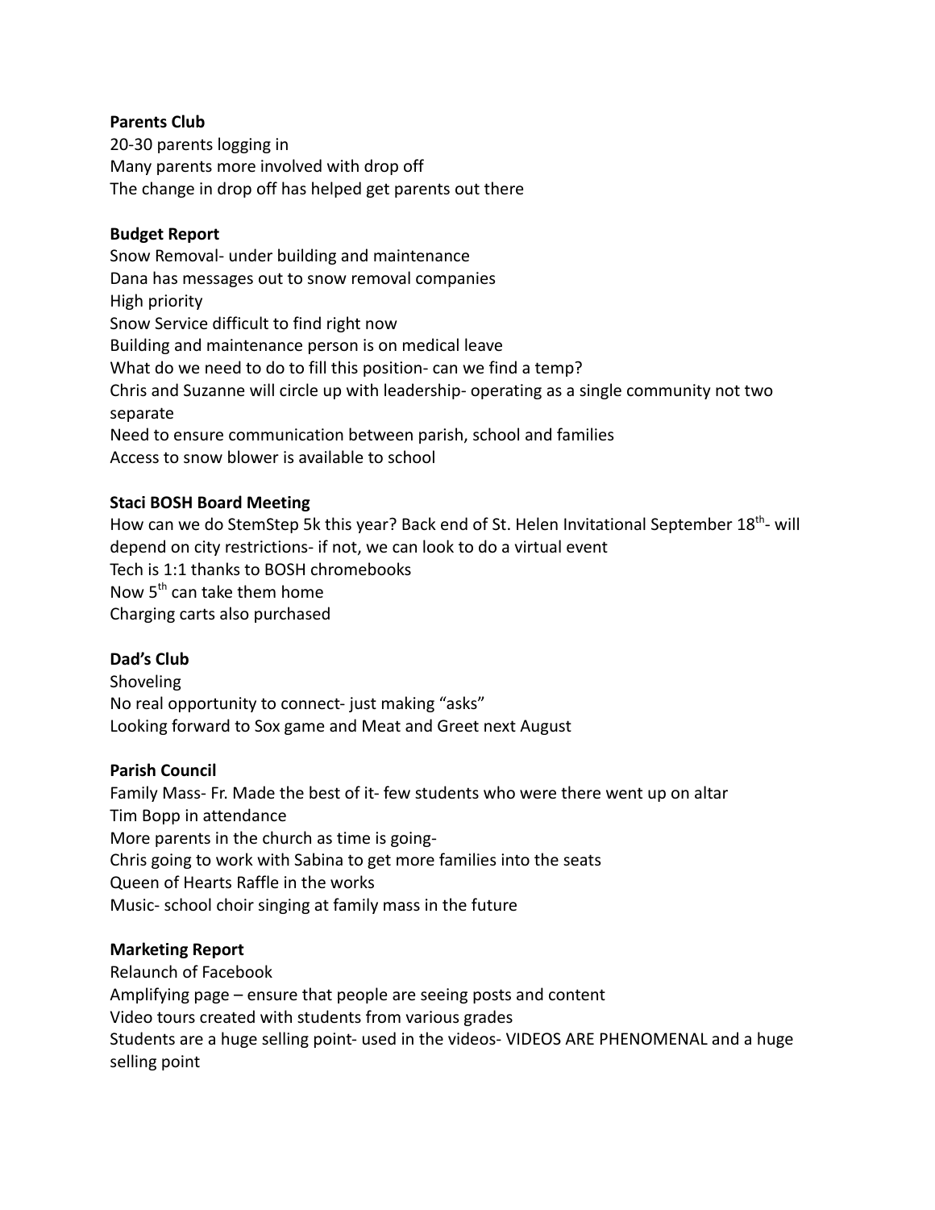**Parents Club**
20-30 parents logging in
Many parents more involved with drop off
The change in drop off has helped get parents out there

**Budget Report**
Snow Removal- under building and maintenance
Dana has messages out to snow removal companies
High priority
Snow Service difficult to find right now
Building and maintenance person is on medical leave
What do we need to do to fill this position- can we find a temp?
Chris and Suzanne will circle up with leadership- operating as a single community not two separate
Need to ensure communication between parish, school and families
Access to snow blower is available to school

**Staci BOSH Board Meeting**
How can we do StemStep 5k this year? Back end of St. Helen Invitational September 18th- will depend on city restrictions- if not, we can look to do a virtual event
Tech is 1:1 thanks to BOSH chromebooks
Now 5th can take them home
Charging carts also purchased

**Dad's Club**
Shoveling
No real opportunity to connect- just making "asks"
Looking forward to Sox game and Meat and Greet next August

**Parish Council**
Family Mass- Fr. Made the best of it- few students who were there went up on altar
Tim Bopp in attendance
More parents in the church as time is going-
Chris going to work with Sabina to get more families into the seats
Queen of Hearts Raffle in the works
Music- school choir singing at family mass in the future

**Marketing Report**
Relaunch of Facebook
Amplifying page – ensure that people are seeing posts and content
Video tours created with students from various grades
Students are a huge selling point- used in the videos- VIDEOS ARE PHENOMENAL and a huge selling point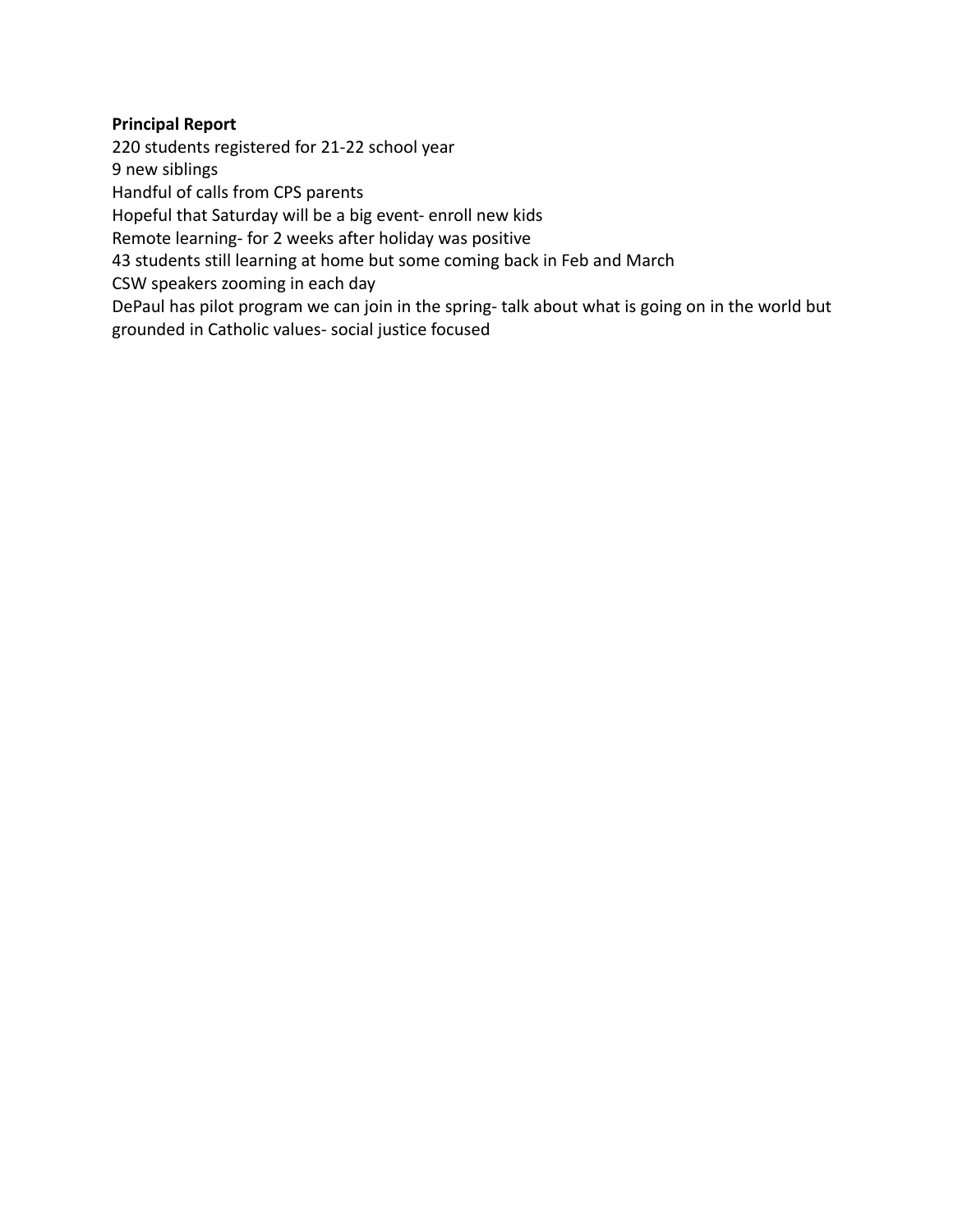**Principal Report**

220 students registered for 21-22 school year
9 new siblings
Handful of calls from CPS parents
Hopeful that Saturday will be a big event- enroll new kids
Remote learning- for 2 weeks after holiday was positive
43 students still learning at home but some coming back in Feb and March
CSW speakers zooming in each day
DePaul has pilot program we can join in the spring- talk about what is going on in the world but grounded in Catholic values- social justice focused